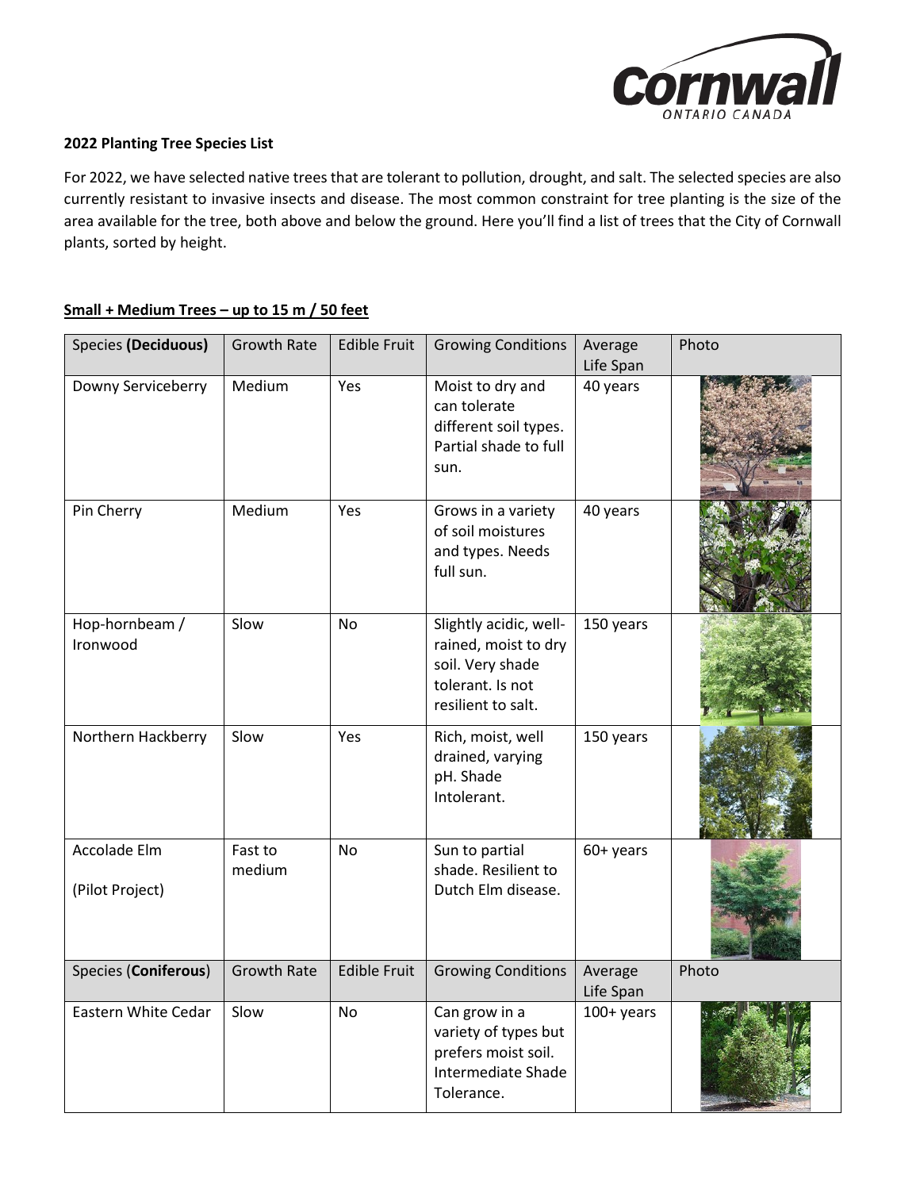**2022 Planting Tree Species List**

For 2022, we have selected native trees that are tolerant to pollution, drought, and salt. The selected species are also currently resistant to invasive insects and disease. The most common constraint for tree planting is the size of the area available for the tree, both above and below the ground. Here you'll find a list of trees that the City of Cornwall plants, sorted by height.

**Small + Medium Trees – up to 15 m / 50 feet**

| Species **(Deciduous)** | Growth Rate | Edible Fruit | Growing Conditions | Average Life Span | Photo |
|---|---|---|---|---|---|
| Downy Serviceberry | Medium | Yes | Moist to dry and can tolerate different soil types. Partial shade to full sun. | 40 years | |
| Pin Cherry | Medium | Yes | Grows in a variety of soil moistures and types. Needs full sun. | 40 years | |
| Hop-hornbeam / Ironwood | Slow | No | Slightly acidic, well-rained, moist to dry soil. Very shade tolerant. Is not resilient to salt. | 150 years | |
| Northern Hackberry | Slow | Yes | Rich, moist, well drained, varying pH. Shade Intolerant. | 150 years | |
| Accolade Elm (Pilot Project) | Fast to medium | No | Sun to partial shade. Resilient to Dutch Elm disease. | 60+ years | |
| Species (**Coniferous**) | Growth Rate | Edible Fruit | Growing Conditions | Average Life Span | Photo |
| Eastern White Cedar | Slow | No | Can grow in a variety of types but prefers moist soil. Intermediate Shade Tolerance. | 100+ years | |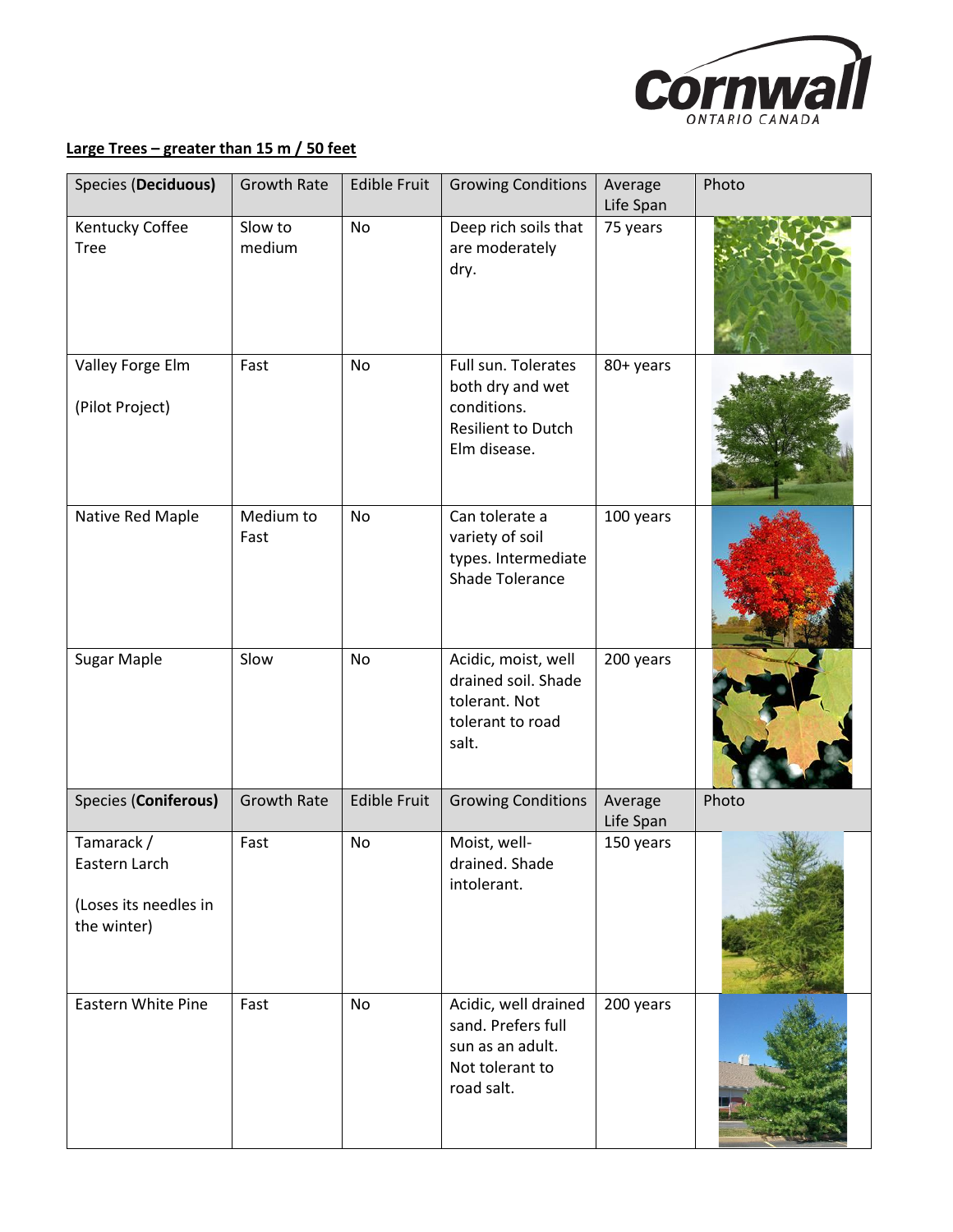**Large Trees – greater than 15 m / 50 feet**

| Species (**Deciduous**) | Growth Rate | Edible Fruit | Growing Conditions | Average Life Span | Photo |
|---|---|---|---|---|---|
| Kentucky Coffee Tree | Slow to medium | No | Deep rich soils that are moderately dry. | 75 years | |
| Valley Forge Elm<br><br>(Pilot Project) | Fast | No | Full sun. Tolerates both dry and wet conditions. Resilient to Dutch Elm disease. | 80+ years | |
| Native Red Maple | Medium to Fast | No | Can tolerate a variety of soil types. Intermediate Shade Tolerance | 100 years | |
| Sugar Maple | Slow | No | Acidic, moist, well drained soil. Shade tolerant. Not tolerant to road salt. | 200 years | |
| Species (**Coniferous**) | Growth Rate | Edible Fruit | Growing Conditions | Average Life Span | Photo |
| Tamarack / Eastern Larch<br><br>(Loses its needles in the winter) | Fast | No | Moist, well-drained. Shade intolerant. | 150 years | |
| Eastern White Pine | Fast | No | Acidic, well drained sand. Prefers full sun as an adult. Not tolerant to road salt. | 200 years | |